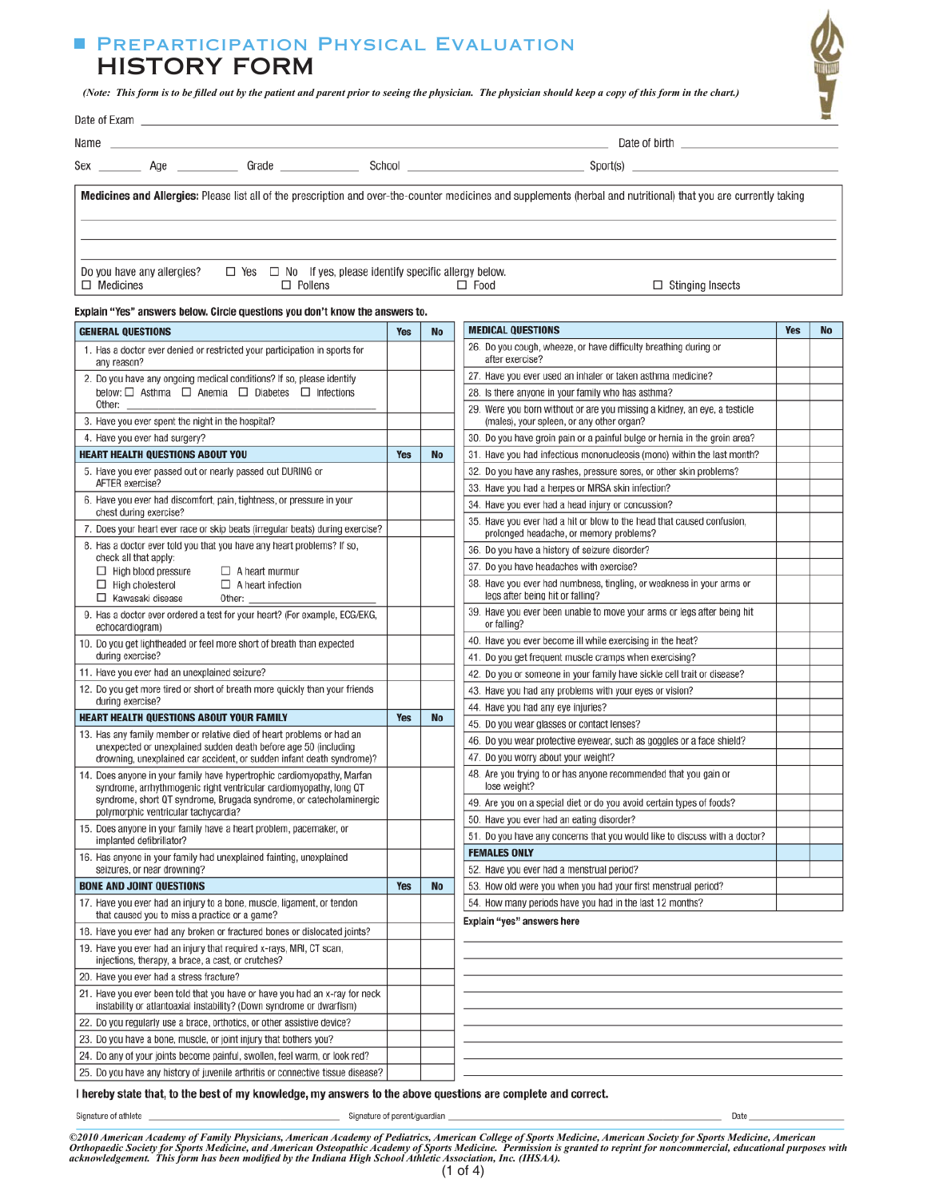# Preparticipation Physical Evaluation

## HISTORY FORM

*(Note: This form is to be filled out by the patient and parent prior to seeing the physician. The physician should keep a copy of this form in the chart.)*

Date of Exam ______________________________

Name ______________________________ Date of birth ______________

Sex ______ Age ______ Grade ______ School ______________ Sport(s) ______________

**Medicines and Allergies:** Please list all of the prescription and over-the-counter medicines and supplements (herbal and nutritional) that you are currently taking

______________________________

______________________________

______________________________

Do you have any allergies? ☐ Yes ☐ No If yes, please identify specific allergy below.
☐ Medicines ☐ Pollens ☐ Food ☐ Stinging Insects

**Explain "Yes" answers below. Circle questions you don't know the answers to.**

| GENERAL QUESTIONS | Yes | No |
|---|---|---|
| 1. Has a doctor ever denied or restricted your participation in sports for any reason? | | |
| 2. Do you have any ongoing medical conditions? If so, please identify below: ☐ Asthma ☐ Anemia ☐ Diabetes ☐ Infections Other: ______ | | |
| 3. Have you ever spent the night in the hospital? | | |
| 4. Have you ever had surgery? | | |
| **HEART HEALTH QUESTIONS ABOUT YOU** | **Yes** | **No** |
| 5. Have you ever passed out or nearly passed out DURING or AFTER exercise? | | |
| 6. Have you ever had discomfort, pain, tightness, or pressure in your chest during exercise? | | |
| 7. Does your heart ever race or skip beats (irregular beats) during exercise? | | |
| 8. Has a doctor ever told you that you have any heart problems? If so, check all that apply: ☐ High blood pressure ☐ A heart murmur ☐ High cholesterol ☐ A heart infection ☐ Kawasaki disease Other: ______ | | |
| 9. Has a doctor ever ordered a test for your heart? (For example, ECG/EKG, echocardiogram) | | |
| 10. Do you get lightheaded or feel more short of breath than expected during exercise? | | |
| 11. Have you ever had an unexplained seizure? | | |
| 12. Do you get more tired or short of breath more quickly than your friends during exercise? | | |
| **HEART HEALTH QUESTIONS ABOUT YOUR FAMILY** | **Yes** | **No** |
| 13. Has any family member or relative died of heart problems or had an unexpected or unexplained sudden death before age 50 (including drowning, unexplained car accident, or sudden infant death syndrome)? | | |
| 14. Does anyone in your family have hypertrophic cardiomyopathy, Marfan syndrome, arrhythmogenic right ventricular cardiomyopathy, long QT syndrome, short QT syndrome, Brugada syndrome, or catecholaminergic polymorphic ventricular tachycardia? | | |
| 15. Does anyone in your family have a heart problem, pacemaker, or implanted defibrillator? | | |
| 16. Has anyone in your family had unexplained fainting, unexplained seizures, or near drowning? | | |
| **BONE AND JOINT QUESTIONS** | **Yes** | **No** |
| 17. Have you ever had an injury to a bone, muscle, ligament, or tendon that caused you to miss a practice or a game? | | |
| 18. Have you ever had any broken or fractured bones or dislocated joints? | | |
| 19. Have you ever had an injury that required x-rays, MRI, CT scan, injections, therapy, a brace, a cast, or crutches? | | |
| 20. Have you ever had a stress fracture? | | |
| 21. Have you ever been told that you have or have you had an x-ray for neck instability or atlantoaxial instability? (Down syndrome or dwarfism) | | |
| 22. Do you regularly use a brace, orthotics, or other assistive device? | | |
| 23. Do you have a bone, muscle, or joint injury that bothers you? | | |
| 24. Do any of your joints become painful, swollen, feel warm, or look red? | | |
| 25. Do you have any history of juvenile arthritis or connective tissue disease? | | |

| MEDICAL QUESTIONS | Yes | No |
|---|---|---|
| 26. Do you cough, wheeze, or have difficulty breathing during or after exercise? | | |
| 27. Have you ever used an inhaler or taken asthma medicine? | | |
| 28. Is there anyone in your family who has asthma? | | |
| 29. Were you born without or are you missing a kidney, an eye, a testicle (males), your spleen, or any other organ? | | |
| 30. Do you have groin pain or a painful bulge or hernia in the groin area? | | |
| 31. Have you had infectious mononucleosis (mono) within the last month? | | |
| 32. Do you have any rashes, pressure sores, or other skin problems? | | |
| 33. Have you had a herpes or MRSA skin infection? | | |
| 34. Have you ever had a head injury or concussion? | | |
| 35. Have you ever had a hit or blow to the head that caused confusion, prolonged headache, or memory problems? | | |
| 36. Do you have a history of seizure disorder? | | |
| 37. Do you have headaches with exercise? | | |
| 38. Have you ever had numbness, tingling, or weakness in your arms or legs after being hit or falling? | | |
| 39. Have you ever been unable to move your arms or legs after being hit or falling? | | |
| 40. Have you ever become ill while exercising in the heat? | | |
| 41. Do you get frequent muscle cramps when exercising? | | |
| 42. Do you or someone in your family have sickle cell trait or disease? | | |
| 43. Have you had any problems with your eyes or vision? | | |
| 44. Have you had any eye injuries? | | |
| 45. Do you wear glasses or contact lenses? | | |
| 46. Do you wear protective eyewear, such as goggles or a face shield? | | |
| 47. Do you worry about your weight? | | |
| 48. Are you trying to or has anyone recommended that you gain or lose weight? | | |
| 49. Are you on a special diet or do you avoid certain types of foods? | | |
| 50. Have you ever had an eating disorder? | | |
| 51. Do you have any concerns that you would like to discuss with a doctor? | | |
| **FEMALES ONLY** | | |
| 52. Have you ever had a menstrual period? | | |
| 53. How old were you when you had your first menstrual period? | | |
| 54. How many periods have you had in the last 12 months? | | |

**Explain "yes" answers here**

______________________________

______________________________

______________________________

______________________________

______________________________

______________________________

______________________________

______________________________

______________________________

**I hereby state that, to the best of my knowledge, my answers to the above questions are complete and correct.**

Signature of athlete ______________ Signature of parent/guardian ______________ Date ______

*©2010 American Academy of Family Physicians, American Academy of Pediatrics, American College of Sports Medicine, American Society for Sports Medicine, American Orthopaedic Society for Sports Medicine, and American Osteopathic Academy of Sports Medicine. Permission is granted to reprint for noncommercial, educational purposes with acknowledgement. This form has been modified by the Indiana High School Athletic Association, Inc. (IHSAA).*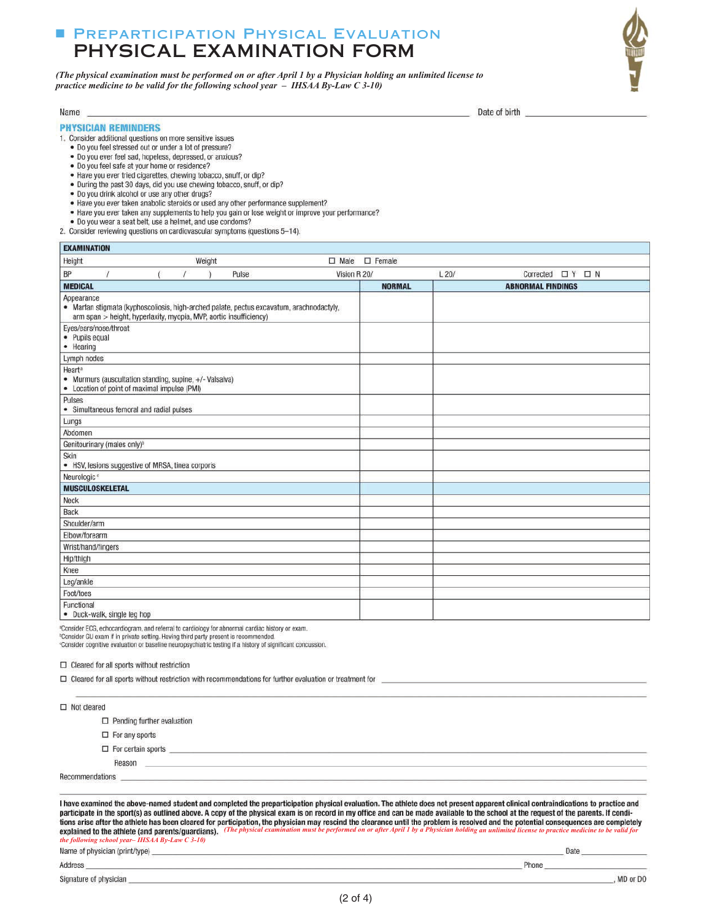# PREPARTICIPATION PHYSICAL EVALUATION

# PHYSICAL EXAMINATION FORM

*(The physical examination must be performed on or after April 1 by a Physician holding an unlimited license to practice medicine to be valid for the following school year – IHSAA By-Law C 3-10)*

Name ______________________________________________ Date of birth ________________

## PHYSICIAN REMINDERS

1. Consider additional questions on more sensitive issues
   - Do you feel stressed out or under a lot of pressure?
   - Do you ever feel sad, hopeless, depressed, or anxious?
   - Do you feel safe at your home or residence?
   - Have you ever tried cigarettes, chewing tobacco, snuff, or dip?
   - During the past 30 days, did you use chewing tobacco, snuff, or dip?
   - Do you drink alcohol or use any other drugs?
   - Have you ever taken anabolic steroids or used any other performance supplement?
   - Have you ever taken any supplements to help you gain or lose weight or improve your performance?
   - Do you wear a seat belt, use a helmet, and use condoms?
2. Consider reviewing questions on cardiovascular symptoms (questions 5–14).

| **EXAMINATION** | | |
|---|---|---|
| Height ____ Weight ____ | ☐ Male ☐ Female | |
| BP ____ / ____ ( ____ / ____ ) Pulse ____ | Vision R 20/ ____ | L 20/ ____ Corrected ☐ Y ☐ N |

| **MEDICAL** | **NORMAL** | **ABNORMAL FINDINGS** |
|---|---|---|
| Appearance<br>• Marfan stigmata (kyphoscoliosis, high-arched palate, pectus excavatum, arachnodactyly, arm span > height, hyperlaxity, myopia, MVP, aortic insufficiency) | | |
| Eyes/ears/nose/throat<br>• Pupils equal<br>• Hearing | | |
| Lymph nodes | | |
| Heart[a]<br>• Murmurs (auscultation standing, supine, +/- Valsalva)<br>• Location of point of maximal impulse (PMI) | | |
| Pulses<br>• Simultaneous femoral and radial pulses | | |
| Lungs | | |
| Abdomen | | |
| Genitourinary (males only)[b] | | |
| Skin<br>• HSV, lesions suggestive of MRSA, tinea corporis | | |
| Neurologic[c] | | |
| **MUSCULOSKELETAL** | | |
| Neck | | |
| Back | | |
| Shoulder/arm | | |
| Elbow/forearm | | |
| Wrist/hand/fingers | | |
| Hip/thigh | | |
| Knee | | |
| Leg/ankle | | |
| Foot/toes | | |
| Functional<br>• Duck-walk, single leg hop | | |

[a]Consider ECG, echocardiogram, and referral to cardiology for abnormal cardiac history or exam.
[b]Consider GU exam if in private setting. Having third party present is recommended.
[c]Consider cognitive evaluation or baseline neuropsychiatric testing if a history of significant concussion.

☐ Cleared for all sports without restriction

☐ Cleared for all sports without restriction with recommendations for further evaluation or treatment for ______________________________

______________________________________________________________________

☐ Not cleared

- ☐ Pending further evaluation
- ☐ For any sports
- ☐ For certain sports ______________________________________________

  Reason ______________________________________________

Recommendations ______________________________________________

**I have examined the above-named student and completed the preparticipation physical evaluation. The athlete does not present apparent clinical contraindications to practice and participate in the sport(s) as outlined above. A copy of the physical exam is on record in my office and can be made available to the school at the request of the parents. If conditions arise after the athlete has been cleared for participation, the physician may rescind the clearance until the problem is resolved and the potential consequences are completely explained to the athlete (and parents/guardians).** *(The physical examination must be performed on or after April 1 by a Physician holding an unlimited license to practice medicine to be valid for the following school year– IHSAA By-Law C 3-10)*

Name of physician (print/type) ______________________________________________ Date ________________

Address ______________________________________________ Phone ________________

Signature of physician ______________________________________________, MD or DO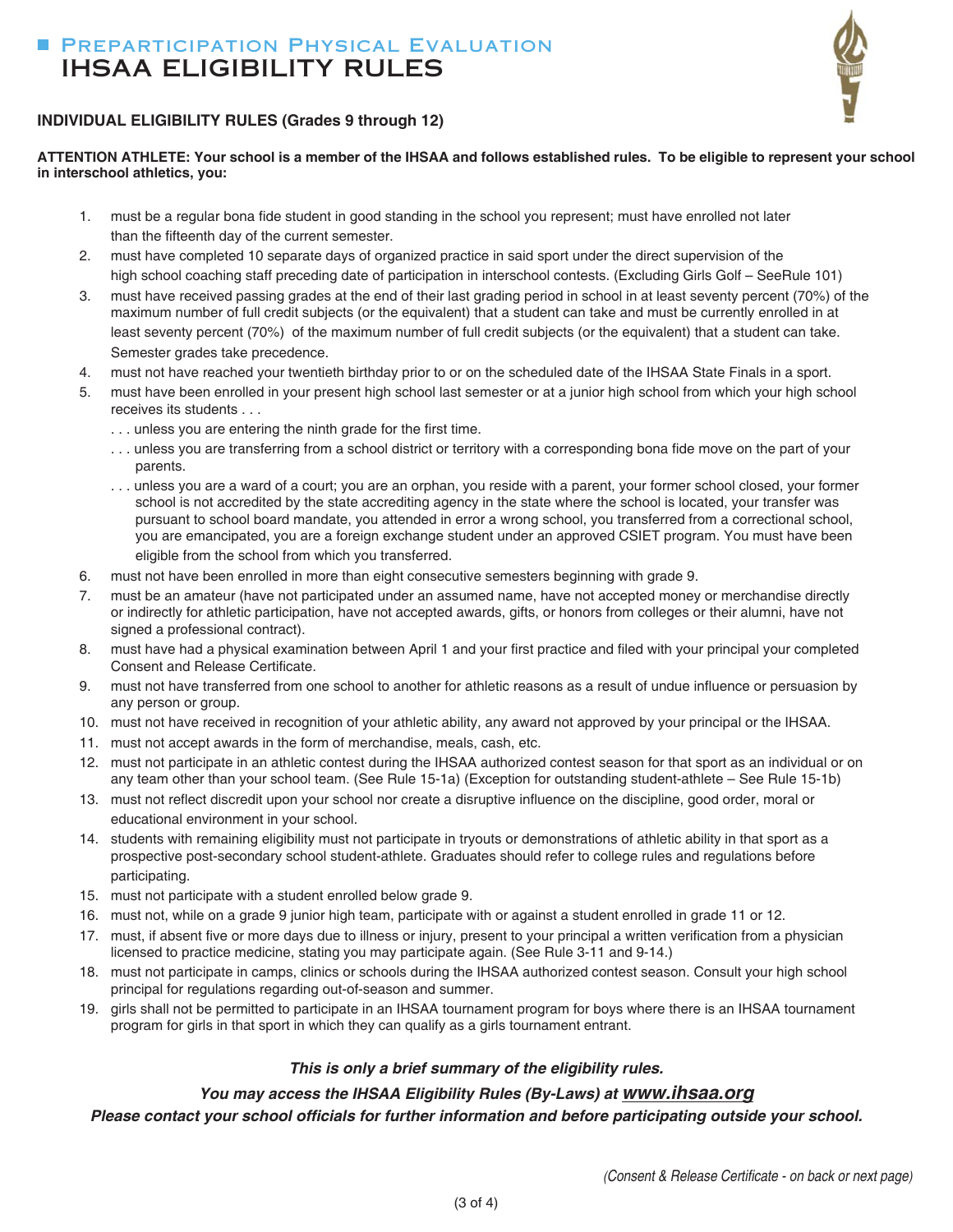# Preparticipation Physical Evaluation

# IHSAA ELIGIBILITY RULES

### INDIVIDUAL ELIGIBILITY RULES (Grades 9 through 12)

**ATTENTION ATHLETE: Your school is a member of the IHSAA and follows established rules. To be eligible to represent your school in interschool athletics, you:**

1. must be a regular bona fide student in good standing in the school you represent; must have enrolled not later than the fifteenth day of the current semester.
2. must have completed 10 separate days of organized practice in said sport under the direct supervision of the high school coaching staff preceding date of participation in interschool contests. (Excluding Girls Golf – SeeRule 101)
3. must have received passing grades at the end of their last grading period in school in at least seventy percent (70%) of the maximum number of full credit subjects (or the equivalent) that a student can take and must be currently enrolled in at least seventy percent (70%) of the maximum number of full credit subjects (or the equivalent) that a student can take. Semester grades take precedence.
4. must not have reached your twentieth birthday prior to or on the scheduled date of the IHSAA State Finals in a sport.
5. must have been enrolled in your present high school last semester or at a junior high school from which your high school receives its students . . .
   . . . unless you are entering the ninth grade for the first time.
   . . . unless you are transferring from a school district or territory with a corresponding bona fide move on the part of your parents.
   . . . unless you are a ward of a court; you are an orphan, you reside with a parent, your former school closed, your former school is not accredited by the state accrediting agency in the state where the school is located, your transfer was pursuant to school board mandate, you attended in error a wrong school, you transferred from a correctional school, you are emancipated, you are a foreign exchange student under an approved CSIET program. You must have been eligible from the school from which you transferred.
6. must not have been enrolled in more than eight consecutive semesters beginning with grade 9.
7. must be an amateur (have not participated under an assumed name, have not accepted money or merchandise directly or indirectly for athletic participation, have not accepted awards, gifts, or honors from colleges or their alumni, have not signed a professional contract).
8. must have had a physical examination between April 1 and your first practice and filed with your principal your completed Consent and Release Certificate.
9. must not have transferred from one school to another for athletic reasons as a result of undue influence or persuasion by any person or group.
10. must not have received in recognition of your athletic ability, any award not approved by your principal or the IHSAA.
11. must not accept awards in the form of merchandise, meals, cash, etc.
12. must not participate in an athletic contest during the IHSAA authorized contest season for that sport as an individual or on any team other than your school team. (See Rule 15-1a) (Exception for outstanding student-athlete – See Rule 15-1b)
13. must not reflect discredit upon your school nor create a disruptive influence on the discipline, good order, moral or educational environment in your school.
14. students with remaining eligibility must not participate in tryouts or demonstrations of athletic ability in that sport as a prospective post-secondary school student-athlete. Graduates should refer to college rules and regulations before participating.
15. must not participate with a student enrolled below grade 9.
16. must not, while on a grade 9 junior high team, participate with or against a student enrolled in grade 11 or 12.
17. must, if absent five or more days due to illness or injury, present to your principal a written verification from a physician licensed to practice medicine, stating you may participate again. (See Rule 3-11 and 9-14.)
18. must not participate in camps, clinics or schools during the IHSAA authorized contest season. Consult your high school principal for regulations regarding out-of-season and summer.
19. girls shall not be permitted to participate in an IHSAA tournament program for boys where there is an IHSAA tournament program for girls in that sport in which they can qualify as a girls tournament entrant.

***This is only a brief summary of the eligibility rules.***

***You may access the IHSAA Eligibility Rules (By-Laws) at www.ihsaa.org***

***Please contact your school officials for further information and before participating outside your school.***

*(Consent & Release Certificate - on back or next page)*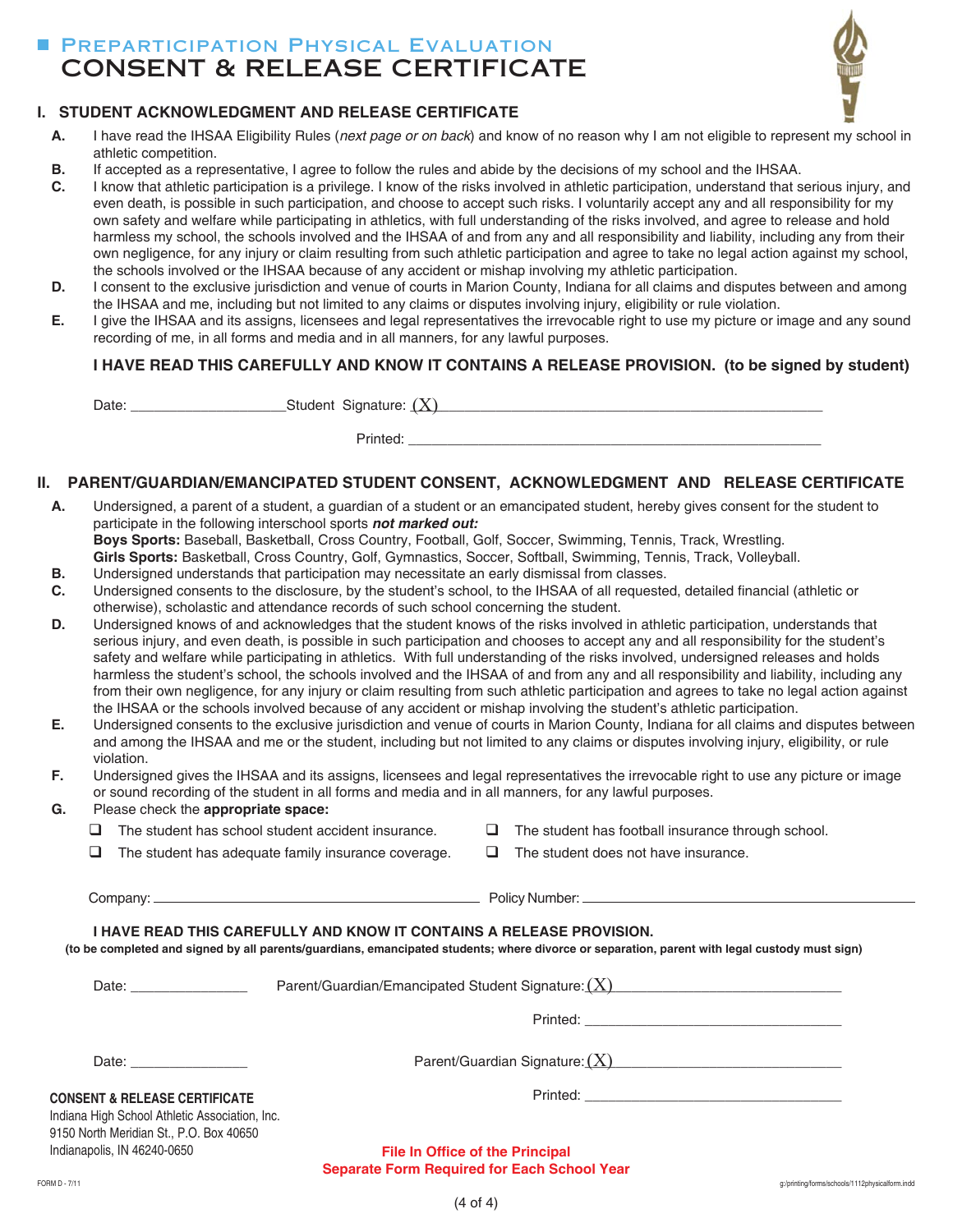# PREPARTICIPATION PHYSICAL EVALUATION
# CONSENT & RELEASE CERTIFICATE

## I. STUDENT ACKNOWLEDGMENT AND RELEASE CERTIFICATE

**A.** I have read the IHSAA Eligibility Rules (*next page or on back*) and know of no reason why I am not eligible to represent my school in athletic competition.

**B.** If accepted as a representative, I agree to follow the rules and abide by the decisions of my school and the IHSAA.

**C.** I know that athletic participation is a privilege. I know of the risks involved in athletic participation, understand that serious injury, and even death, is possible in such participation, and choose to accept such risks. I voluntarily accept any and all responsibility for my own safety and welfare while participating in athletics, with full understanding of the risks involved, and agree to release and hold harmless my school, the schools involved and the IHSAA of and from any and all responsibility and liability, including any from their own negligence, for any injury or claim resulting from such athletic participation and agree to take no legal action against my school, the schools involved or the IHSAA because of any accident or mishap involving my athletic participation.

**D.** I consent to the exclusive jurisdiction and venue of courts in Marion County, Indiana for all claims and disputes between and among the IHSAA and me, including but not limited to any claims or disputes involving injury, eligibility or rule violation.

**E.** I give the IHSAA and its assigns, licensees and legal representatives the irrevocable right to use my picture or image and any sound recording of me, in all forms and media and in all manners, for any lawful purposes.

**I HAVE READ THIS CAREFULLY AND KNOW IT CONTAINS A RELEASE PROVISION. (to be signed by student)**

Date: ____________________ Student Signature: (X) ____________________________________________

Printed: ____________________________________________

## II. PARENT/GUARDIAN/EMANCIPATED STUDENT CONSENT, ACKNOWLEDGMENT AND RELEASE CERTIFICATE

**A.** Undersigned, a parent of a student, a guardian of a student or an emancipated student, hereby gives consent for the student to participate in the following interschool sports ***not marked out:***
**Boys Sports:** Baseball, Basketball, Cross Country, Football, Golf, Soccer, Swimming, Tennis, Track, Wrestling.
**Girls Sports:** Basketball, Cross Country, Golf, Gymnastics, Soccer, Softball, Swimming, Tennis, Track, Volleyball.

**B.** Undersigned understands that participation may necessitate an early dismissal from classes.

**C.** Undersigned consents to the disclosure, by the student's school, to the IHSAA of all requested, detailed financial (athletic or otherwise), scholastic and attendance records of such school concerning the student.

**D.** Undersigned knows of and acknowledges that the student knows of the risks involved in athletic participation, understands that serious injury, and even death, is possible in such participation and chooses to accept any and all responsibility for the student's safety and welfare while participating in athletics. With full understanding of the risks involved, undersigned releases and holds harmless the student's school, the schools involved and the IHSAA of and from any and all responsibility and liability, including any from their own negligence, for any injury or claim resulting from such athletic participation and agrees to take no legal action against the IHSAA or the schools involved because of any accident or mishap involving the student's athletic participation.

**E.** Undersigned consents to the exclusive jurisdiction and venue of courts in Marion County, Indiana for all claims and disputes between and among the IHSAA and me or the student, including but not limited to any claims or disputes involving injury, eligibility, or rule violation.

**F.** Undersigned gives the IHSAA and its assigns, licensees and legal representatives the irrevocable right to use any picture or image or sound recording of the student in all forms and media and in all manners, for any lawful purposes.

**G.** Please check the **appropriate space:**

- ☐ The student has school student accident insurance.
- ☐ The student has football insurance through school.
- ☐ The student has adequate family insurance coverage.
- ☐ The student does not have insurance.

Company: ________________________________________ Policy Number: ________________________________________

**I HAVE READ THIS CAREFULLY AND KNOW IT CONTAINS A RELEASE PROVISION.**
**(to be completed and signed by all parents/guardians, emancipated students; where divorce or separation, parent with legal custody must sign)**

Date: _______________ Parent/Guardian/Emancipated Student Signature: (X) ______________________________

Printed: ______________________________

Date: _______________ Parent/Guardian Signature: (X) ______________________________

Printed: ______________________________

**CONSENT & RELEASE CERTIFICATE**
Indiana High School Athletic Association, Inc.
9150 North Meridian St., P.O. Box 40650
Indianapolis, IN 46240-0650

**File In Office of the Principal**
**Separate Form Required for Each School Year**

FORM D - 7/11